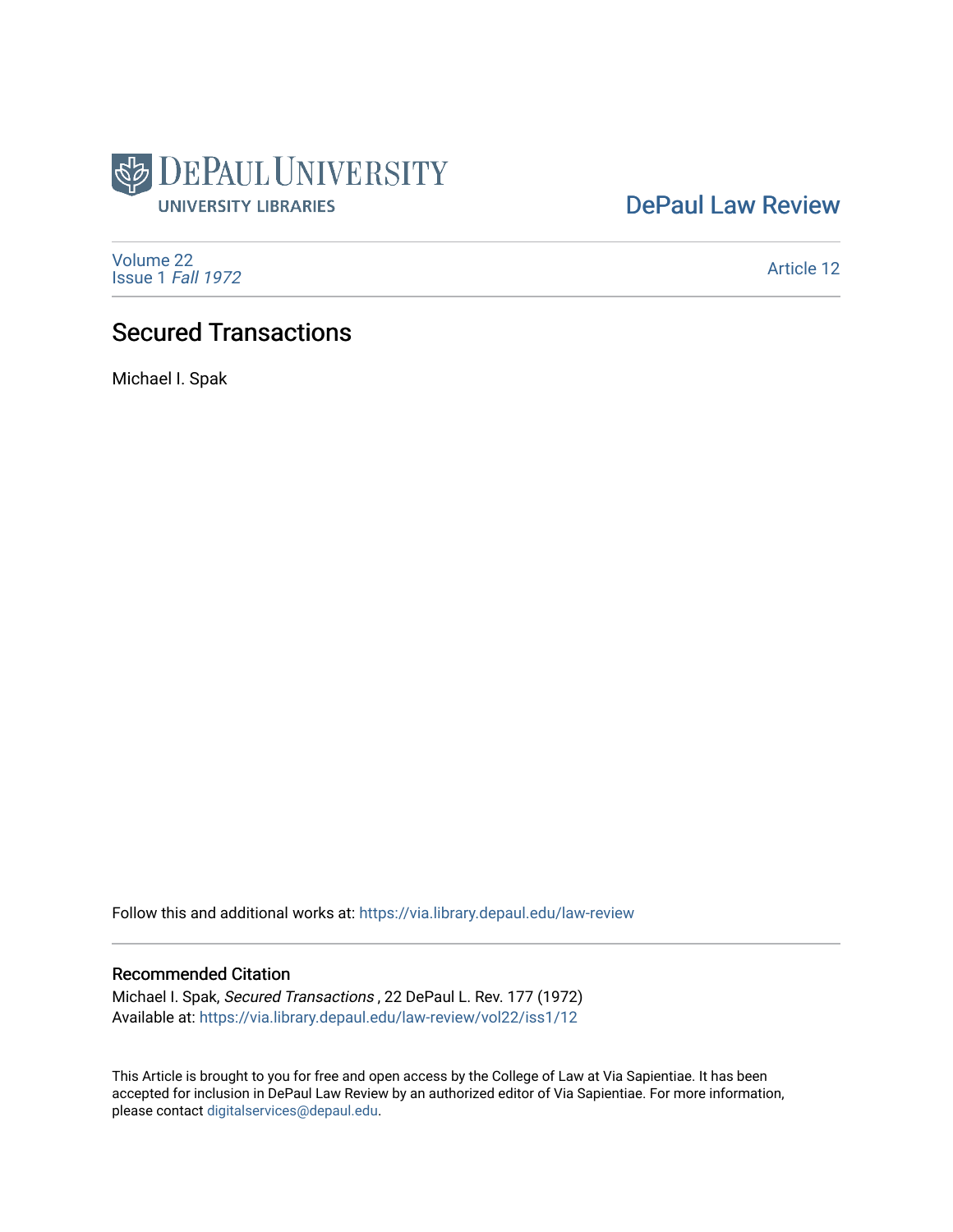DePaul University Libraries

DePaul Law Review

Volume 22
Issue 1 *Fall 1972*

Article 12

# Secured Transactions

Michael I. Spak

Follow this and additional works at: https://via.library.depaul.edu/law-review

## Recommended Citation

Michael I. Spak, *Secured Transactions* , 22 DePaul L. Rev. 177 (1972)
Available at: https://via.library.depaul.edu/law-review/vol22/iss1/12

This Article is brought to you for free and open access by the College of Law at Via Sapientiae. It has been accepted for inclusion in DePaul Law Review by an authorized editor of Via Sapientiae. For more information, please contact digitalservices@depaul.edu.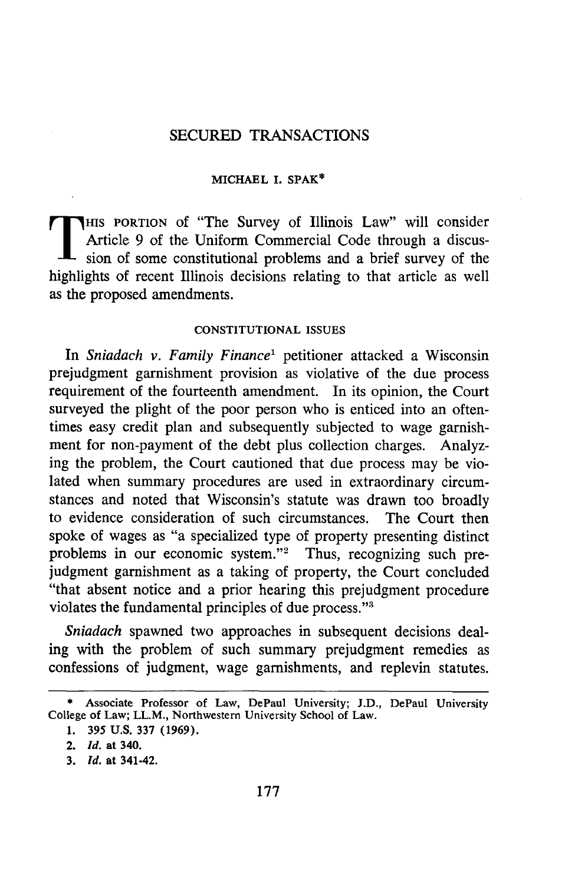# SECURED TRANSACTIONS

MICHAEL I. SPAK*

THIS PORTION of "The Survey of Illinois Law" will consider Article 9 of the Uniform Commercial Code through a discussion of some constitutional problems and a brief survey of the highlights of recent Illinois decisions relating to that article as well as the proposed amendments.

## CONSTITUTIONAL ISSUES

In *Sniadach v. Family Finance*[1] petitioner attacked a Wisconsin prejudgment garnishment provision as violative of the due process requirement of the fourteenth amendment. In its opinion, the Court surveyed the plight of the poor person who is enticed into an oftentimes easy credit plan and subsequently subjected to wage garnishment for non-payment of the debt plus collection charges. Analyzing the problem, the Court cautioned that due process may be violated when summary procedures are used in extraordinary circumstances and noted that Wisconsin's statute was drawn too broadly to evidence consideration of such circumstances. The Court then spoke of wages as "a specialized type of property presenting distinct problems in our economic system."[2] Thus, recognizing such prejudgment garnishment as a taking of property, the Court concluded "that absent notice and a prior hearing this prejudgment procedure violates the fundamental principles of due process."[3]

*Sniadach* spawned two approaches in subsequent decisions dealing with the problem of such summary prejudgment remedies as confessions of judgment, wage garnishments, and replevin statutes.

---

\* Associate Professor of Law, DePaul University; J.D., DePaul University College of Law; LL.M., Northwestern University School of Law.

1. 395 U.S. 337 (1969).

2. *Id.* at 340.

3. *Id.* at 341-42.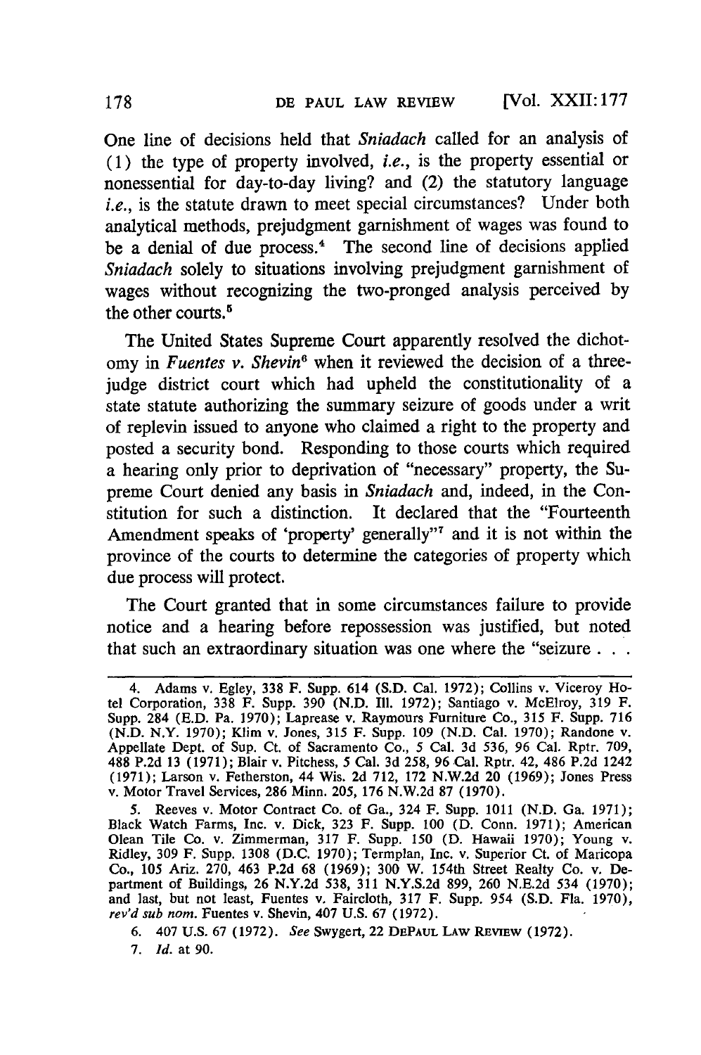One line of decisions held that *Sniadach* called for an analysis of (1) the type of property involved, *i.e.*, is the property essential or nonessential for day-to-day living? and (2) the statutory language *i.e.*, is the statute drawn to meet special circumstances? Under both analytical methods, prejudgment garnishment of wages was found to be a denial of due process.[4] The second line of decisions applied *Sniadach* solely to situations involving prejudgment garnishment of wages without recognizing the two-pronged analysis perceived by the other courts.[5]

The United States Supreme Court apparently resolved the dichotomy in *Fuentes v. Shevin*[6] when it reviewed the decision of a three-judge district court which had upheld the constitutionality of a state statute authorizing the summary seizure of goods under a writ of replevin issued to anyone who claimed a right to the property and posted a security bond. Responding to those courts which required a hearing only prior to deprivation of "necessary" property, the Supreme Court denied any basis in *Sniadach* and, indeed, in the Constitution for such a distinction. It declared that the "Fourteenth Amendment speaks of 'property' generally"[7] and it is not within the province of the courts to determine the categories of property which due process will protect.

The Court granted that in some circumstances failure to provide notice and a hearing before repossession was justified, but noted that such an extraordinary situation was one where the "seizure . . .

---

4. Adams v. Egley, 338 F. Supp. 614 (S.D. Cal. 1972); Collins v. Viceroy Hotel Corporation, 338 F. Supp. 390 (N.D. Ill. 1972); Santiago v. McElroy, 319 F. Supp. 284 (E.D. Pa. 1970); Laprease v. Raymours Furniture Co., 315 F. Supp. 716 (N.D. N.Y. 1970); Klim v. Jones, 315 F. Supp. 109 (N.D. Cal. 1970); Randone v. Appellate Dept. of Sup. Ct. of Sacramento Co., 5 Cal. 3d 536, 96 Cal. Rptr. 709, 488 P.2d 13 (1971); Blair v. Pitchess, 5 Cal. 3d 258, 96 Cal. Rptr. 42, 486 P.2d 1242 (1971); Larson v. Fetherston, 44 Wis. 2d 712, 172 N.W.2d 20 (1969); Jones Press v. Motor Travel Services, 286 Minn. 205, 176 N.W.2d 87 (1970).

5. Reeves v. Motor Contract Co. of Ga., 324 F. Supp. 1011 (N.D. Ga. 1971); Black Watch Farms, Inc. v. Dick, 323 F. Supp. 100 (D. Conn. 1971); American Olean Tile Co. v. Zimmerman, 317 F. Supp. 150 (D. Hawaii 1970); Young v. Ridley, 309 F. Supp. 1308 (D.C. 1970); Termplan, Inc. v. Superior Ct. of Maricopa Co., 105 Ariz. 270, 463 P.2d 68 (1969); 300 W. 154th Street Realty Co. v. Department of Buildings, 26 N.Y.2d 538, 311 N.Y.S.2d 899, 260 N.E.2d 534 (1970); and last, but not least, Fuentes v. Faircloth, 317 F. Supp. 954 (S.D. Fla. 1970), *rev'd sub nom.* Fuentes v. Shevin, 407 U.S. 67 (1972).

6. 407 U.S. 67 (1972). *See* Swygert, 22 DEPAUL LAW REVIEW (1972).

7. *Id.* at 90.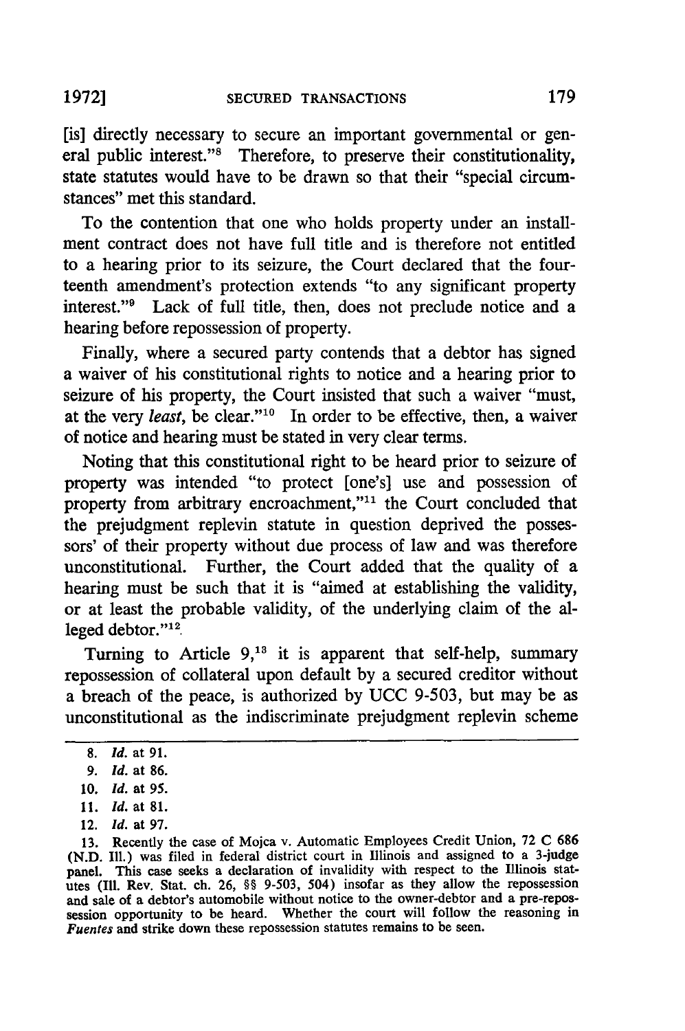[is] directly necessary to secure an important governmental or general public interest."[8] Therefore, to preserve their constitutionality, state statutes would have to be drawn so that their "special circumstances" met this standard.

To the contention that one who holds property under an installment contract does not have full title and is therefore not entitled to a hearing prior to its seizure, the Court declared that the fourteenth amendment's protection extends "to any significant property interest."[9] Lack of full title, then, does not preclude notice and a hearing before repossession of property.

Finally, where a secured party contends that a debtor has signed a waiver of his constitutional rights to notice and a hearing prior to seizure of his property, the Court insisted that such a waiver "must, at the very *least*, be clear."[10] In order to be effective, then, a waiver of notice and hearing must be stated in very clear terms.

Noting that this constitutional right to be heard prior to seizure of property was intended "to protect [one's] use and possession of property from arbitrary encroachment,"[11] the Court concluded that the prejudgment replevin statute in question deprived the possessors' of their property without due process of law and was therefore unconstitutional. Further, the Court added that the quality of a hearing must be such that it is "aimed at establishing the validity, or at least the probable validity, of the underlying claim of the alleged debtor."[12]

Turning to Article 9,[13] it is apparent that self-help, summary repossession of collateral upon default by a secured creditor without a breach of the peace, is authorized by UCC 9-503, but may be as unconstitutional as the indiscriminate prejudgment replevin scheme

---

8. *Id.* at 91.

9. *Id.* at 86.

10. *Id.* at 95.

11. *Id.* at 81.

12. *Id.* at 97.

13. Recently the case of Mojca v. Automatic Employees Credit Union, 72 C 686 (N.D. Ill.) was filed in federal district court in Illinois and assigned to a 3-judge panel. This case seeks a declaration of invalidity with respect to the Illinois statutes (Ill. Rev. Stat. ch. 26, §§ 9-503, 504) insofar as they allow the repossession and sale of a debtor's automobile without notice to the owner-debtor and a pre-repossession opportunity to be heard. Whether the court will follow the reasoning in *Fuentes* and strike down these repossession statutes remains to be seen.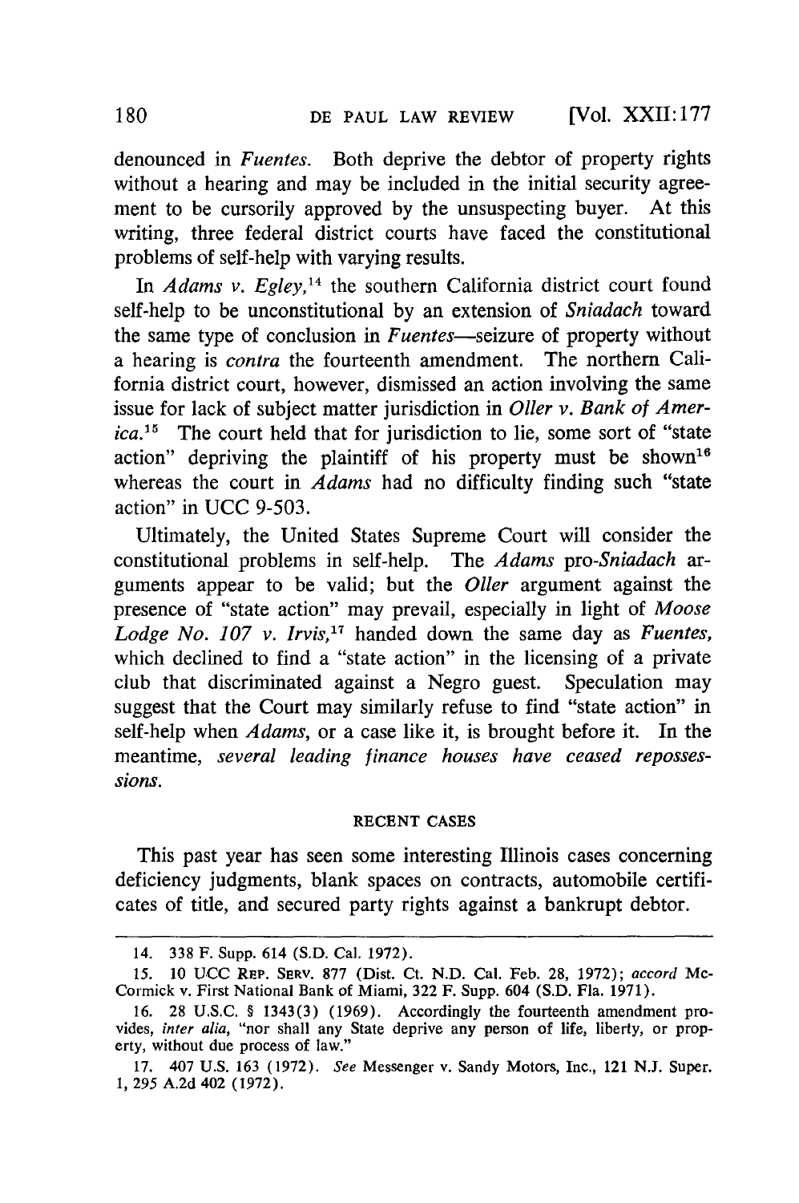denounced in *Fuentes*. Both deprive the debtor of property rights without a hearing and may be included in the initial security agreement to be cursorily approved by the unsuspecting buyer. At this writing, three federal district courts have faced the constitutional problems of self-help with varying results.

In *Adams v. Egley*,[14] the southern California district court found self-help to be unconstitutional by an extension of *Sniadach* toward the same type of conclusion in *Fuentes*—seizure of property without a hearing is *contra* the fourteenth amendment. The northern California district court, however, dismissed an action involving the same issue for lack of subject matter jurisdiction in *Oller v. Bank of America*.[15] The court held that for jurisdiction to lie, some sort of "state action" depriving the plaintiff of his property must be shown[16] whereas the court in *Adams* had no difficulty finding such "state action" in UCC 9-503.

Ultimately, the United States Supreme Court will consider the constitutional problems in self-help. The *Adams* pro-*Sniadach* arguments appear to be valid; but the *Oller* argument against the presence of "state action" may prevail, especially in light of *Moose Lodge No. 107 v. Irvis*,[17] handed down the same day as *Fuentes*, which declined to find a "state action" in the licensing of a private club that discriminated against a Negro guest. Speculation may suggest that the Court may similarly refuse to find "state action" in self-help when *Adams*, or a case like it, is brought before it. In the meantime, *several leading finance houses have ceased repossessions.*

## RECENT CASES

This past year has seen some interesting Illinois cases concerning deficiency judgments, blank spaces on contracts, automobile certificates of title, and secured party rights against a bankrupt debtor.

---

14. 338 F. Supp. 614 (S.D. Cal. 1972).

15. 10 UCC REP. SERV. 877 (Dist. Ct. N.D. Cal. Feb. 28, 1972); *accord* McCormick v. First National Bank of Miami, 322 F. Supp. 604 (S.D. Fla. 1971).

16. 28 U.S.C. § 1343(3) (1969). Accordingly the fourteenth amendment provides, *inter alia*, "nor shall any State deprive any person of life, liberty, or property, without due process of law."

17. 407 U.S. 163 (1972). *See* Messenger v. Sandy Motors, Inc., 121 N.J. Super. 1, 295 A.2d 402 (1972).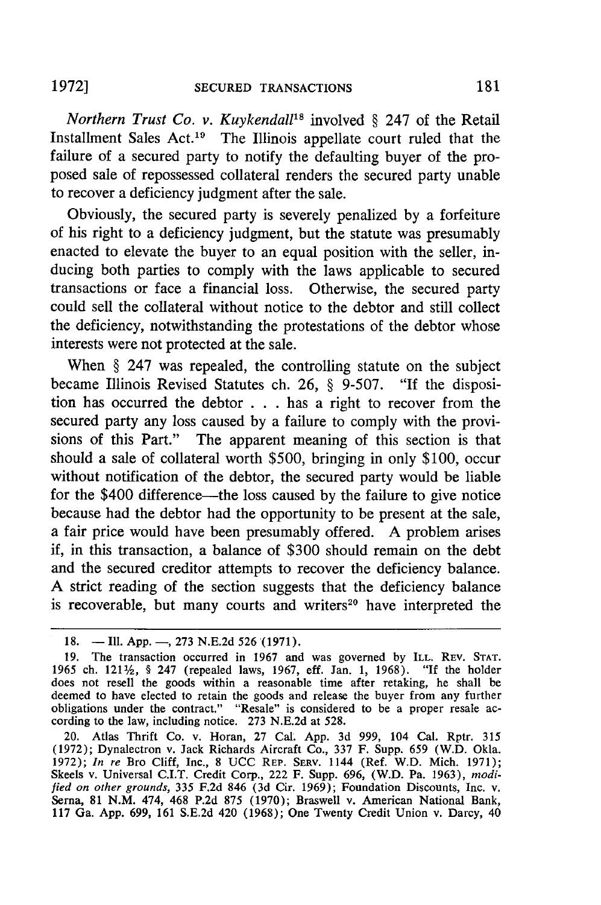*Northern Trust Co. v. Kuykendall*[18] involved § 247 of the Retail Installment Sales Act.[19] The Illinois appellate court ruled that the failure of a secured party to notify the defaulting buyer of the proposed sale of repossessed collateral renders the secured party unable to recover a deficiency judgment after the sale.

Obviously, the secured party is severely penalized by a forfeiture of his right to a deficiency judgment, but the statute was presumably enacted to elevate the buyer to an equal position with the seller, inducing both parties to comply with the laws applicable to secured transactions or face a financial loss. Otherwise, the secured party could sell the collateral without notice to the debtor and still collect the deficiency, notwithstanding the protestations of the debtor whose interests were not protected at the sale.

When § 247 was repealed, the controlling statute on the subject became Illinois Revised Statutes ch. 26, § 9-507. "If the disposition has occurred the debtor . . . has a right to recover from the secured party any loss caused by a failure to comply with the provisions of this Part." The apparent meaning of this section is that should a sale of collateral worth $500, bringing in only $100, occur without notification of the debtor, the secured party would be liable for the $400 difference—the loss caused by the failure to give notice because had the debtor had the opportunity to be present at the sale, a fair price would have been presumably offered. A problem arises if, in this transaction, a balance of $300 should remain on the debt and the secured creditor attempts to recover the deficiency balance. A strict reading of the section suggests that the deficiency balance is recoverable, but many courts and writers[20] have interpreted the

---

18. — Ill. App. —, 273 N.E.2d 526 (1971).

19. The transaction occurred in 1967 and was governed by ILL. REV. STAT. 1965 ch. 121½, § 247 (repealed laws, 1967, eff. Jan. 1, 1968). "If the holder does not resell the goods within a reasonable time after retaking, he shall be deemed to have elected to retain the goods and release the buyer from any further obligations under the contract." "Resale" is considered to be a proper resale according to the law, including notice. 273 N.E.2d at 528.

20. Atlas Thrift Co. v. Horan, 27 Cal. App. 3d 999, 104 Cal. Rptr. 315 (1972); Dynalectron v. Jack Richards Aircraft Co., 337 F. Supp. 659 (W.D. Okla. 1972); *In re* Bro Cliff, Inc., 8 UCC REP. SERV. 1144 (Ref. W.D. Mich. 1971); Skeels v. Universal C.I.T. Credit Corp., 222 F. Supp. 696, (W.D. Pa. 1963), *modified on other grounds*, 335 F.2d 846 (3d Cir. 1969); Foundation Discounts, Inc. v. Serna, 81 N.M. 474, 468 P.2d 875 (1970); Braswell v. American National Bank, 117 Ga. App. 699, 161 S.E.2d 420 (1968); One Twenty Credit Union v. Darcy, 40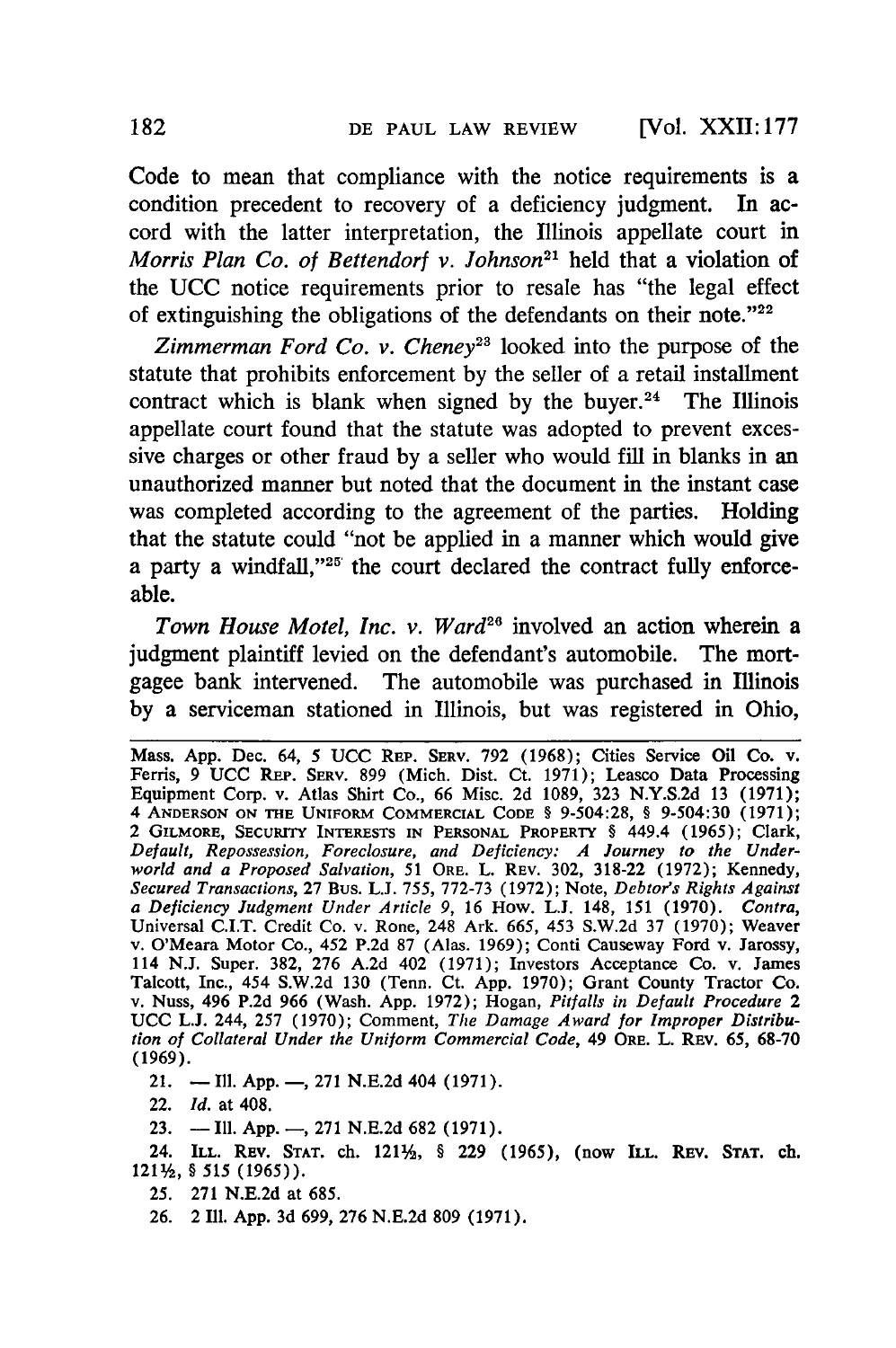Code to mean that compliance with the notice requirements is a condition precedent to recovery of a deficiency judgment. In accord with the latter interpretation, the Illinois appellate court in *Morris Plan Co. of Bettendorf v. Johnson*[21] held that a violation of the UCC notice requirements prior to resale has "the legal effect of extinguishing the obligations of the defendants on their note."[22]

*Zimmerman Ford Co. v. Cheney*[23] looked into the purpose of the statute that prohibits enforcement by the seller of a retail installment contract which is blank when signed by the buyer.[24] The Illinois appellate court found that the statute was adopted to prevent excessive charges or other fraud by a seller who would fill in blanks in an unauthorized manner but noted that the document in the instant case was completed according to the agreement of the parties. Holding that the statute could "not be applied in a manner which would give a party a windfall,"[25] the court declared the contract fully enforceable.

*Town House Motel, Inc. v. Ward*[26] involved an action wherein a judgment plaintiff levied on the defendant's automobile. The mortgagee bank intervened. The automobile was purchased in Illinois by a serviceman stationed in Illinois, but was registered in Ohio,

---

Mass. App. Dec. 64, 5 UCC REP. SERV. 792 (1968); Cities Service Oil Co. v. Ferris, 9 UCC REP. SERV. 899 (Mich. Dist. Ct. 1971); Leasco Data Processing Equipment Corp. v. Atlas Shirt Co., 66 Misc. 2d 1089, 323 N.Y.S.2d 13 (1971); 4 ANDERSON ON THE UNIFORM COMMERCIAL CODE § 9-504:28, § 9-504:30 (1971); 2 GILMORE, SECURITY INTERESTS IN PERSONAL PROPERTY § 449.4 (1965); Clark, *Default, Repossession, Foreclosure, and Deficiency: A Journey to the Underworld and a Proposed Salvation*, 51 ORE. L. REV. 302, 318-22 (1972); Kennedy, *Secured Transactions*, 27 BUS. L.J. 755, 772-73 (1972); Note, *Debtor's Rights Against a Deficiency Judgment Under Article 9*, 16 HOW. L.J. 148, 151 (1970). *Contra*, Universal C.I.T. Credit Co. v. Rone, 248 Ark. 665, 453 S.W.2d 37 (1970); Weaver v. O'Meara Motor Co., 452 P.2d 87 (Alas. 1969); Conti Causeway Ford v. Jarossy, 114 N.J. Super. 382, 276 A.2d 402 (1971); Investors Acceptance Co. v. James Talcott, Inc., 454 S.W.2d 130 (Tenn. Ct. App. 1970); Grant County Tractor Co. v. Nuss, 496 P.2d 966 (Wash. App. 1972); Hogan, *Pitfalls in Default Procedure* 2 UCC L.J. 244, 257 (1970); Comment, *The Damage Award for Improper Distribution of Collateral Under the Uniform Commercial Code*, 49 ORE. L. REV. 65, 68-70 (1969).

21. — Ill. App. —, 271 N.E.2d 404 (1971).

22. *Id.* at 408.

23. — Ill. App. —, 271 N.E.2d 682 (1971).

24. ILL. REV. STAT. ch. 121½, § 229 (1965), (now ILL. REV. STAT. ch. 121½, § 515 (1965)).

25. 271 N.E.2d at 685.

26. 2 Ill. App. 3d 699, 276 N.E.2d 809 (1971).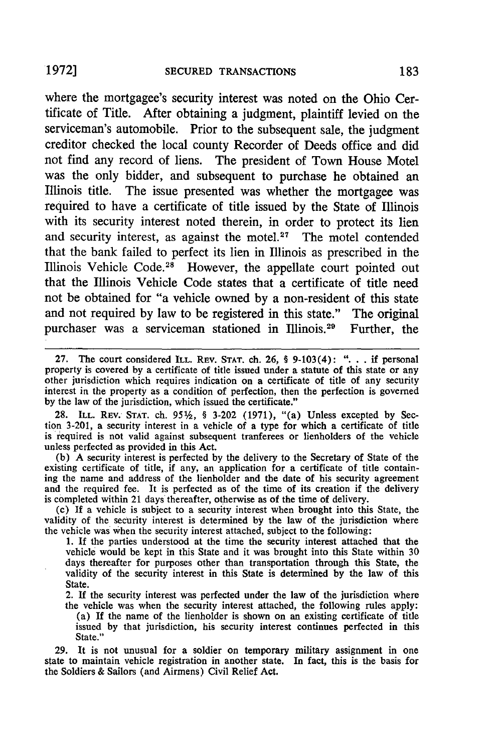where the mortgagee's security interest was noted on the Ohio Certificate of Title. After obtaining a judgment, plaintiff levied on the serviceman's automobile. Prior to the subsequent sale, the judgment creditor checked the local county Recorder of Deeds office and did not find any record of liens. The president of Town House Motel was the only bidder, and subsequent to purchase he obtained an Illinois title. The issue presented was whether the mortgagee was required to have a certificate of title issued by the State of Illinois with its security interest noted therein, in order to protect its lien and security interest, as against the motel.[27] The motel contended that the bank failed to perfect its lien in Illinois as prescribed in the Illinois Vehicle Code.[28] However, the appellate court pointed out that the Illinois Vehicle Code states that a certificate of title need not be obtained for "a vehicle owned by a non-resident of this state and not required by law to be registered in this state." The original purchaser was a serviceman stationed in Illinois.[29] Further, the

---

27. The court considered ILL. REV. STAT. ch. 26, § 9-103(4): ". . . if personal property is covered by a certificate of title issued under a statute of this state or any other jurisdiction which requires indication on a certificate of title of any security interest in the property as a condition of perfection, then the perfection is governed by the law of the jurisdiction, which issued the certificate."

28. ILL. REV. STAT. ch. 95½, § 3-202 (1971), "(a) Unless excepted by Section 3-201, a security interest in a vehicle of a type for which a certificate of title is required is not valid against subsequent tranferees or lienholders of the vehicle unless perfected as provided in this Act.

(b) A security interest is perfected by the delivery to the Secretary of State of the existing certificate of title, if any, an application for a certificate of title containing the name and address of the lienholder and the date of his security agreement and the required fee. It is perfected as of the time of its creation if the delivery is completed within 21 days thereafter, otherwise as of the time of delivery.

(c) If a vehicle is subject to a security interest when brought into this State, the validity of the security interest is determined by the law of the jurisdiction where the vehicle was when the security interest attached, subject to the following:

1. If the parties understood at the time the security interest attached that the vehicle would be kept in this State and it was brought into this State within 30 days thereafter for purposes other than transportation through this State, the validity of the security interest in this State is determined by the law of this State.

2. If the security interest was perfected under the law of the jurisdiction where the vehicle was when the security interest attached, the following rules apply:

(a) If the name of the lienholder is shown on an existing certificate of title issued by that jurisdiction, his security interest continues perfected in this State."

29. It is not unusual for a soldier on temporary military assignment in one state to maintain vehicle registration in another state. In fact, this is the basis for the Soldiers & Sailors (and Airmens) Civil Relief Act.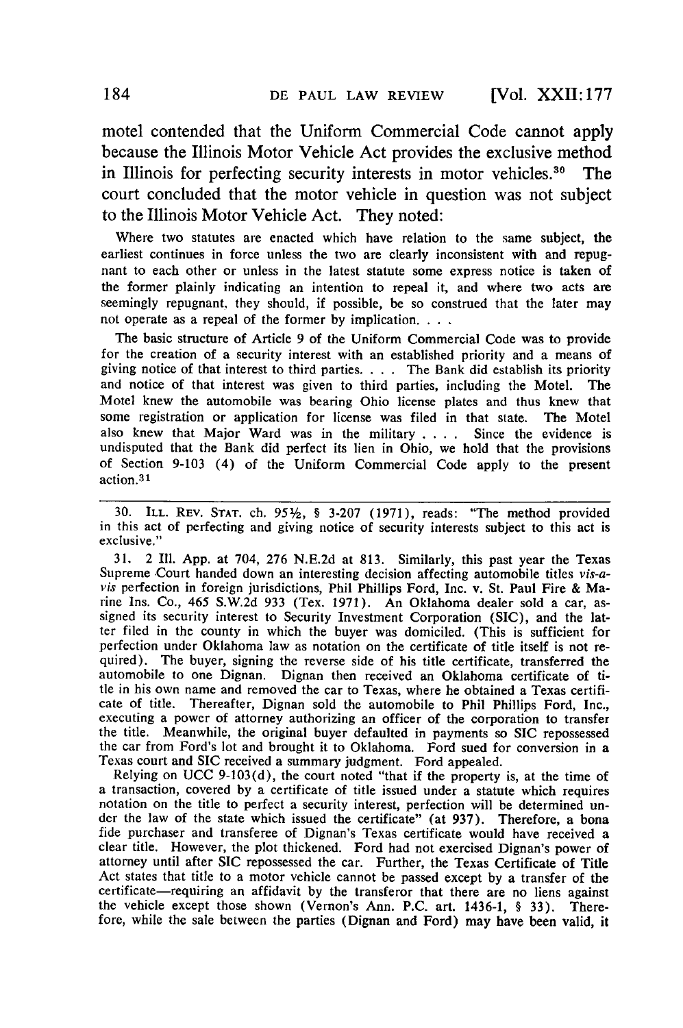motel contended that the Uniform Commercial Code cannot apply because the Illinois Motor Vehicle Act provides the exclusive method in Illinois for perfecting security interests in motor vehicles.[30] The court concluded that the motor vehicle in question was not subject to the Illinois Motor Vehicle Act. They noted:

> Where two statutes are enacted which have relation to the same subject, the earliest continues in force unless the two are clearly inconsistent with and repugnant to each other or unless in the latest statute some express notice is taken of the former plainly indicating an intention to repeal it, and where two acts are seemingly repugnant, they should, if possible, be so construed that the later may not operate as a repeal of the former by implication. . . .
>
> The basic structure of Article 9 of the Uniform Commercial Code was to provide for the creation of a security interest with an established priority and a means of giving notice of that interest to third parties. . . . The Bank did establish its priority and notice of that interest was given to third parties, including the Motel. The Motel knew the automobile was bearing Ohio license plates and thus knew that some registration or application for license was filed in that state. The Motel also knew that Major Ward was in the military . . . . Since the evidence is undisputed that the Bank did perfect its lien in Ohio, we hold that the provisions of Section 9-103 (4) of the Uniform Commercial Code apply to the present action.[31]

---

30. ILL. REV. STAT. ch. 95½, § 3-207 (1971), reads: "The method provided in this act of perfecting and giving notice of security interests subject to this act is exclusive."

31. 2 Ill. App. at 704, 276 N.E.2d at 813. Similarly, this past year the Texas Supreme Court handed down an interesting decision affecting automobile titles *vis-a-vis* perfection in foreign jurisdictions, Phil Phillips Ford, Inc. v. St. Paul Fire & Marine Ins. Co., 465 S.W.2d 933 (Tex. 1971). An Oklahoma dealer sold a car, assigned its security interest to Security Investment Corporation (SIC), and the latter filed in the county in which the buyer was domiciled. (This is sufficient for perfection under Oklahoma law as notation on the certificate of title itself is not required). The buyer, signing the reverse side of his title certificate, transferred the automobile to one Dignan. Dignan then received an Oklahoma certificate of title in his own name and removed the car to Texas, where he obtained a Texas certificate of title. Thereafter, Dignan sold the automobile to Phil Phillips Ford, Inc., executing a power of attorney authorizing an officer of the corporation to transfer the title. Meanwhile, the original buyer defaulted in payments so SIC repossessed the car from Ford's lot and brought it to Oklahoma. Ford sued for conversion in a Texas court and SIC received a summary judgment. Ford appealed.

Relying on UCC 9-103(d), the court noted "that if the property is, at the time of a transaction, covered by a certificate of title issued under a statute which requires notation on the title to perfect a security interest, perfection will be determined under the law of the state which issued the certificate" (at 937). Therefore, a bona fide purchaser and transferee of Dignan's Texas certificate would have received a clear title. However, the plot thickened. Ford had not exercised Dignan's power of attorney until after SIC repossessed the car. Further, the Texas Certificate of Title Act states that title to a motor vehicle cannot be passed except by a transfer of the certificate—requiring an affidavit by the transferor that there are no liens against the vehicle except those shown (Vernon's Ann. P.C. art. 1436-1, § 33). Therefore, while the sale between the parties (Dignan and Ford) may have been valid, it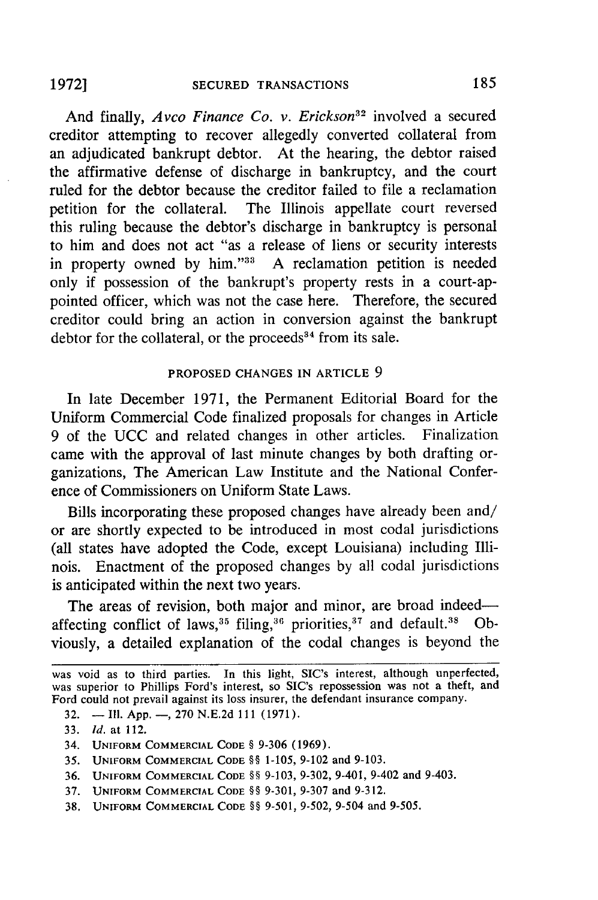And finally, *Avco Finance Co. v. Erickson*[32] involved a secured creditor attempting to recover allegedly converted collateral from an adjudicated bankrupt debtor. At the hearing, the debtor raised the affirmative defense of discharge in bankruptcy, and the court ruled for the debtor because the creditor failed to file a reclamation petition for the collateral. The Illinois appellate court reversed this ruling because the debtor's discharge in bankruptcy is personal to him and does not act "as a release of liens or security interests in property owned by him."[33] A reclamation petition is needed only if possession of the bankrupt's property rests in a court-appointed officer, which was not the case here. Therefore, the secured creditor could bring an action in conversion against the bankrupt debtor for the collateral, or the proceeds[34] from its sale.

## PROPOSED CHANGES IN ARTICLE 9

In late December 1971, the Permanent Editorial Board for the Uniform Commercial Code finalized proposals for changes in Article 9 of the UCC and related changes in other articles. Finalization came with the approval of last minute changes by both drafting organizations, The American Law Institute and the National Conference of Commissioners on Uniform State Laws.

Bills incorporating these proposed changes have already been and/or are shortly expected to be introduced in most codal jurisdictions (all states have adopted the Code, except Louisiana) including Illinois. Enactment of the proposed changes by all codal jurisdictions is anticipated within the next two years.

The areas of revision, both major and minor, are broad indeed—affecting conflict of laws,[35] filing,[36] priorities,[37] and default.[38] Obviously, a detailed explanation of the codal changes is beyond the

---

was void as to third parties. In this light, SIC's interest, although unperfected, was superior to Phillips Ford's interest, so SIC's repossession was not a theft, and Ford could not prevail against its loss insurer, the defendant insurance company.

32. — Ill. App. —, 270 N.E.2d 111 (1971).

33. *Id.* at 112.

34. UNIFORM COMMERCIAL CODE § 9-306 (1969).

35. UNIFORM COMMERCIAL CODE §§ 1-105, 9-102 and 9-103.

36. UNIFORM COMMERCIAL CODE §§ 9-103, 9-302, 9-401, 9-402 and 9-403.

37. UNIFORM COMMERCIAL CODE §§ 9-301, 9-307 and 9-312.

38. UNIFORM COMMERCIAL CODE §§ 9-501, 9-502, 9-504 and 9-505.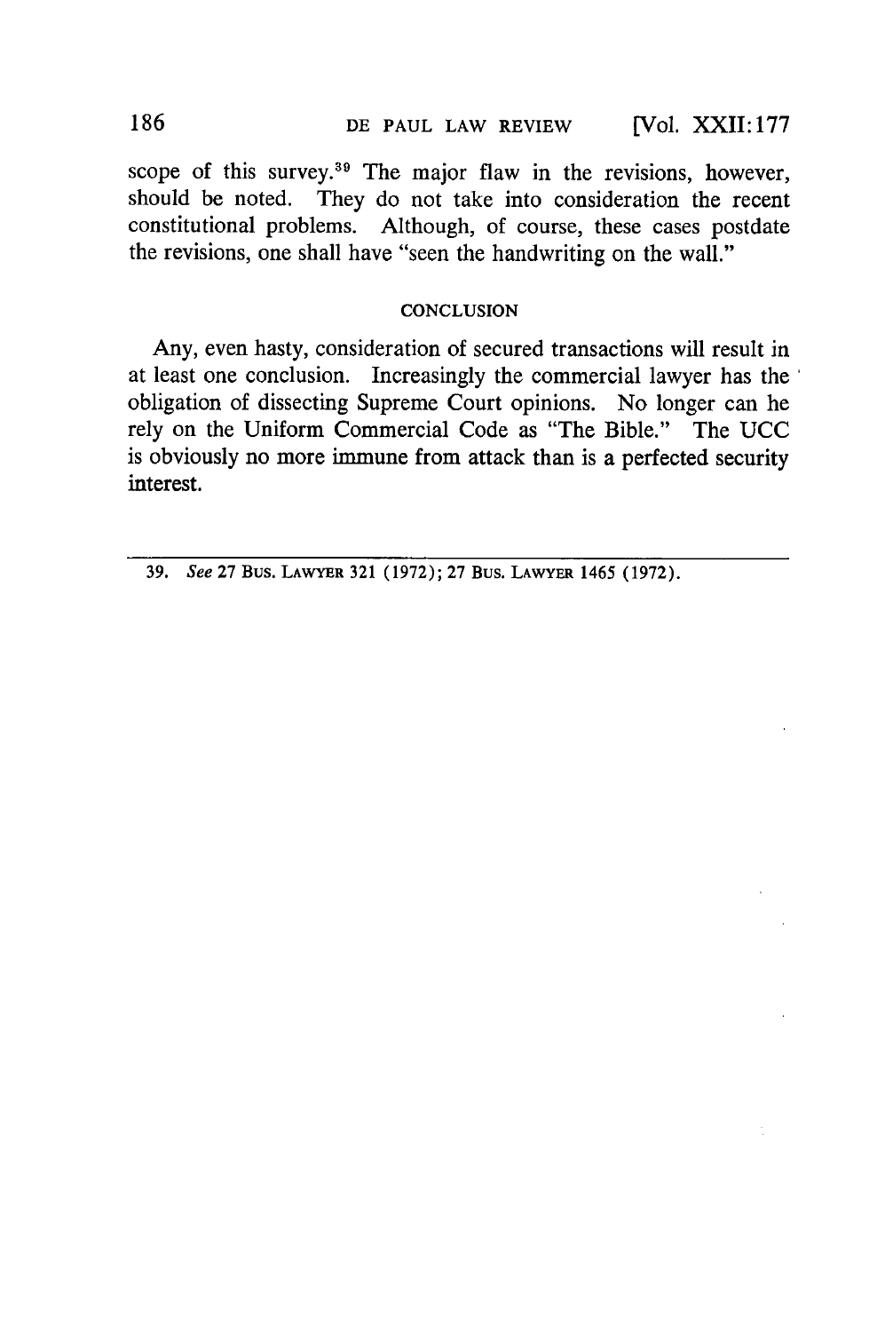scope of this survey.[39] The major flaw in the revisions, however, should be noted. They do not take into consideration the recent constitutional problems. Although, of course, these cases postdate the revisions, one shall have "seen the handwriting on the wall."

## CONCLUSION

Any, even hasty, consideration of secured transactions will result in at least one conclusion. Increasingly the commercial lawyer has the obligation of dissecting Supreme Court opinions. No longer can he rely on the Uniform Commercial Code as "The Bible." The UCC is obviously no more immune from attack than is a perfected security interest.

---

39. *See* 27 BUS. LAWYER 321 (1972); 27 BUS. LAWYER 1465 (1972).